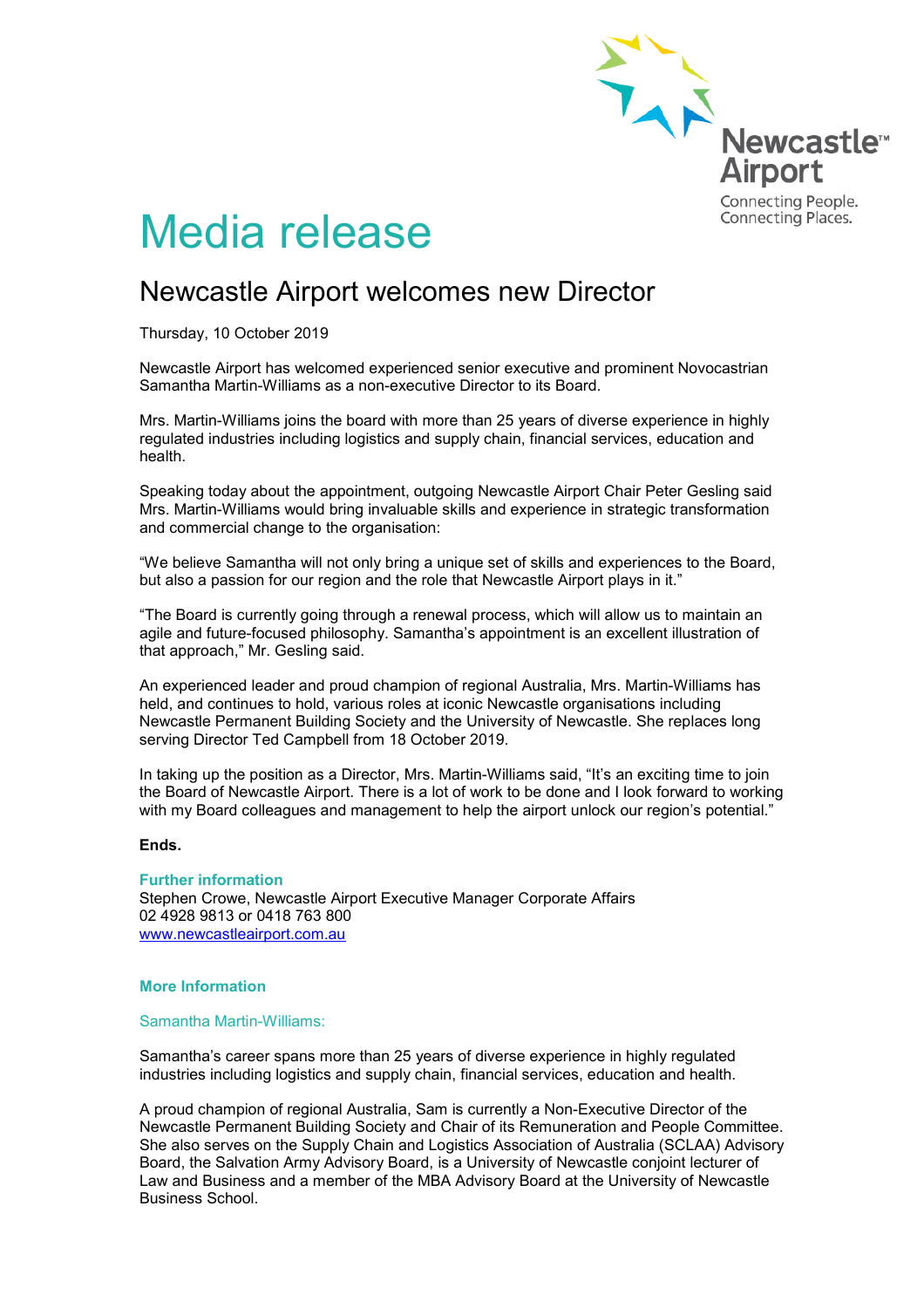Newcastle Airport
Connecting People.
Connecting Places.

# Media release

## Newcastle Airport welcomes new Director

Thursday, 10 October 2019

Newcastle Airport has welcomed experienced senior executive and prominent Novocastrian Samantha Martin-Williams as a non-executive Director to its Board.

Mrs. Martin-Williams joins the board with more than 25 years of diverse experience in highly regulated industries including logistics and supply chain, financial services, education and health.

Speaking today about the appointment, outgoing Newcastle Airport Chair Peter Gesling said Mrs. Martin-Williams would bring invaluable skills and experience in strategic transformation and commercial change to the organisation:

"We believe Samantha will not only bring a unique set of skills and experiences to the Board, but also a passion for our region and the role that Newcastle Airport plays in it."

"The Board is currently going through a renewal process, which will allow us to maintain an agile and future-focused philosophy. Samantha's appointment is an excellent illustration of that approach," Mr. Gesling said.

An experienced leader and proud champion of regional Australia, Mrs. Martin-Williams has held, and continues to hold, various roles at iconic Newcastle organisations including Newcastle Permanent Building Society and the University of Newcastle. She replaces long serving Director Ted Campbell from 18 October 2019.

In taking up the position as a Director, Mrs. Martin-Williams said, "It's an exciting time to join the Board of Newcastle Airport. There is a lot of work to be done and I look forward to working with my Board colleagues and management to help the airport unlock our region's potential."

**Ends.**

**Further information**
Stephen Crowe, Newcastle Airport Executive Manager Corporate Affairs
02 4928 9813 or 0418 763 800
www.newcastleairport.com.au

**More Information**

Samantha Martin-Williams:

Samantha's career spans more than 25 years of diverse experience in highly regulated industries including logistics and supply chain, financial services, education and health.

A proud champion of regional Australia, Sam is currently a Non-Executive Director of the Newcastle Permanent Building Society and Chair of its Remuneration and People Committee. She also serves on the Supply Chain and Logistics Association of Australia (SCLAA) Advisory Board, the Salvation Army Advisory Board, is a University of Newcastle conjoint lecturer of Law and Business and a member of the MBA Advisory Board at the University of Newcastle Business School.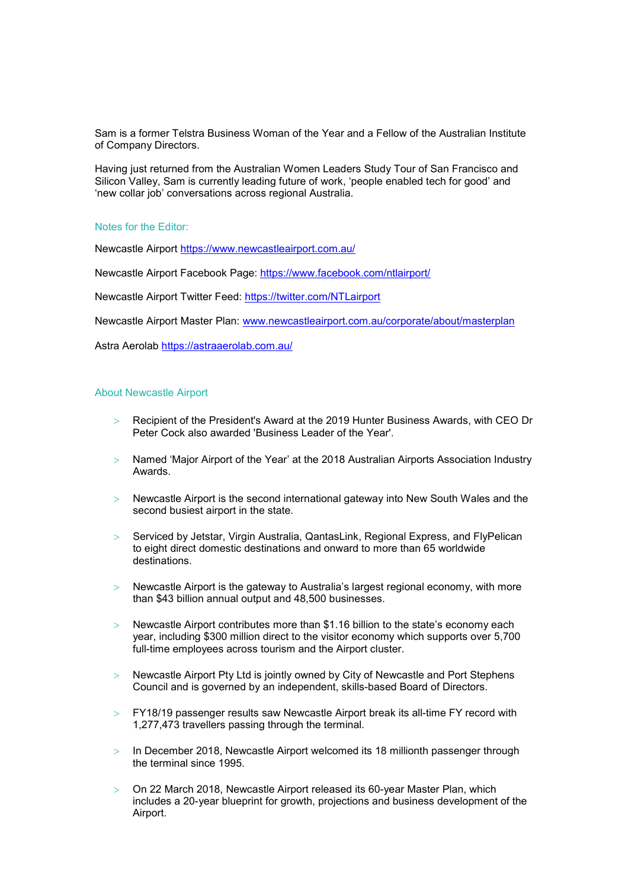Sam is a former Telstra Business Woman of the Year and a Fellow of the Australian Institute of Company Directors.

Having just returned from the Australian Women Leaders Study Tour of San Francisco and Silicon Valley, Sam is currently leading future of work, 'people enabled tech for good' and 'new collar job' conversations across regional Australia.

## Notes for the Editor:

Newcastle Airport https://www.newcastleairport.com.au/

Newcastle Airport Facebook Page: https://www.facebook.com/ntlairport/

Newcastle Airport Twitter Feed: https://twitter.com/NTLairport

Newcastle Airport Master Plan: www.newcastleairport.com.au/corporate/about/masterplan

Astra Aerolab https://astraaerolab.com.au/

## About Newcastle Airport

- Recipient of the President's Award at the 2019 Hunter Business Awards, with CEO Dr Peter Cock also awarded 'Business Leader of the Year'.
- Named 'Major Airport of the Year' at the 2018 Australian Airports Association Industry Awards.
- Newcastle Airport is the second international gateway into New South Wales and the second busiest airport in the state.
- Serviced by Jetstar, Virgin Australia, QantasLink, Regional Express, and FlyPelican to eight direct domestic destinations and onward to more than 65 worldwide destinations.
- Newcastle Airport is the gateway to Australia's largest regional economy, with more than $43 billion annual output and 48,500 businesses.
- Newcastle Airport contributes more than $1.16 billion to the state's economy each year, including $300 million direct to the visitor economy which supports over 5,700 full-time employees across tourism and the Airport cluster.
- Newcastle Airport Pty Ltd is jointly owned by City of Newcastle and Port Stephens Council and is governed by an independent, skills-based Board of Directors.
- FY18/19 passenger results saw Newcastle Airport break its all-time FY record with 1,277,473 travellers passing through the terminal.
- In December 2018, Newcastle Airport welcomed its 18 millionth passenger through the terminal since 1995.
- On 22 March 2018, Newcastle Airport released its 60-year Master Plan, which includes a 20-year blueprint for growth, projections and business development of the Airport.